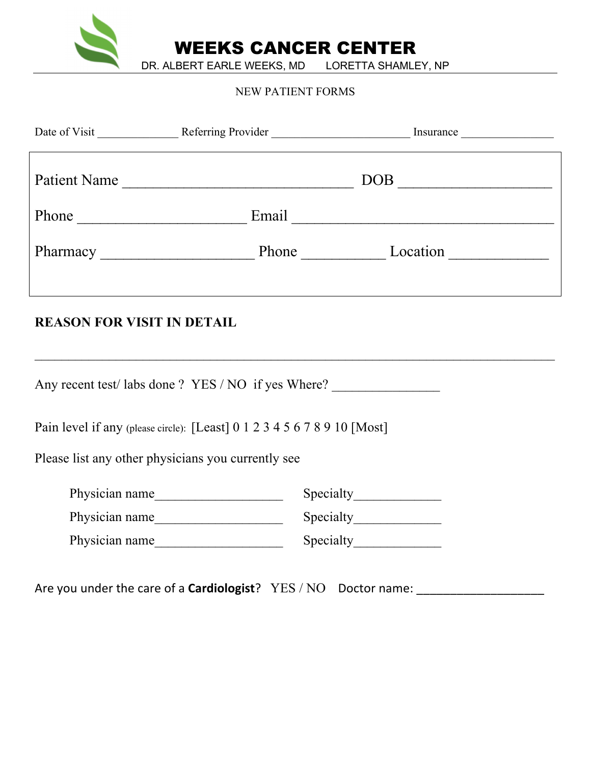# WEEKS CANCER CENTER

DR. ALBERT EARLE WEEKS, MD LORETTA SHAMLEY, NP

NEW PATIENT FORMS

Date of Visit ______________ Referring Provider ________________________ Insurance ________________

Patient Name ______________________________ DOB ____________________

Phone ______________________ Email ______________________________________

Pharmacy ____________________ Phone ___________ Location _____________

**REASON FOR VISIT IN DETAIL**

______________________________________________________________________________

Any recent test/ labs done ? YES / NO if yes Where? ________________

Pain level if any (please circle): [Least] 0 1 2 3 4 5 6 7 8 9 10 [Most]

Please list any other physicians you currently see

Physician name___________________ Specialty_____________

Physician name___________________ Specialty_____________

Physician name___________________ Specialty_____________

Are you under the care of a **Cardiologist**? YES / NO Doctor name: ____________________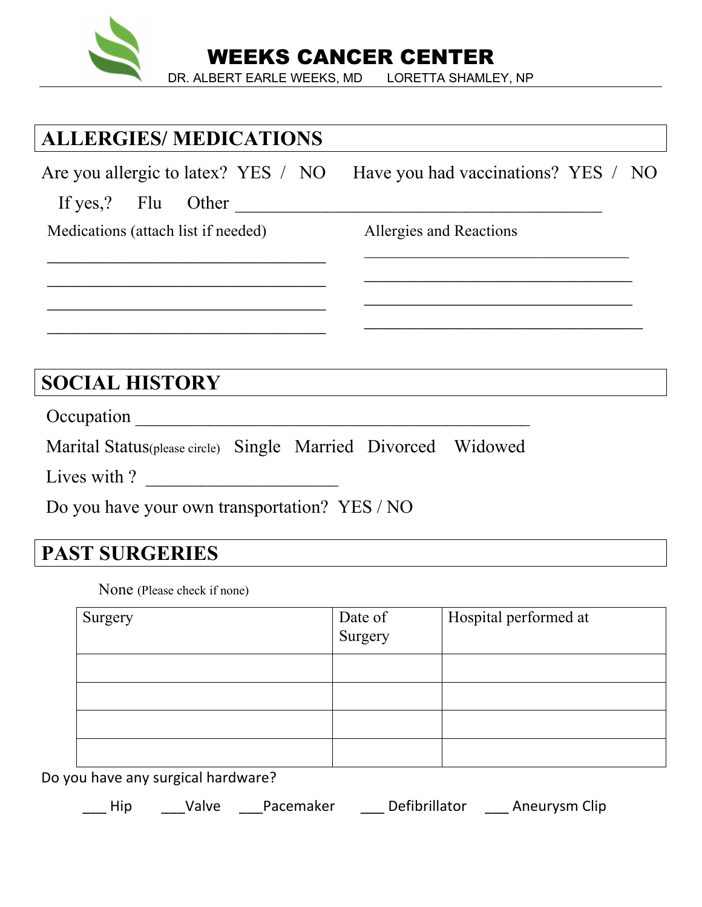# WEEKS CANCER CENTER

DR. ALBERT EARLE WEEKS, MD    LORETTA SHAMLEY, NP

## ALLERGIES/ MEDICATIONS

Are you allergic to latex? YES / NO    Have you had vaccinations? YES / NO

If yes,? Flu Other ___________________________________________

Medications (attach list if needed)

_________________________________

_________________________________

_________________________________

_________________________________

Allergies and Reactions

_________________________________

_________________________________

_________________________________

_________________________________

## SOCIAL HISTORY

Occupation ______________________________________________

Marital Status(please circle) Single Married Divorced Widowed

Lives with ? ____________________

Do you have your own transportation? YES / NO

## PAST SURGERIES

None (Please check if none)

| Surgery | Date of Surgery | Hospital performed at |
|---|---|---|
| | | |
| | | |
| | | |
| | | |

Do you have any surgical hardware?

___ Hip    ___Valve    ___Pacemaker    ___ Defibrillator    ___ Aneurysm Clip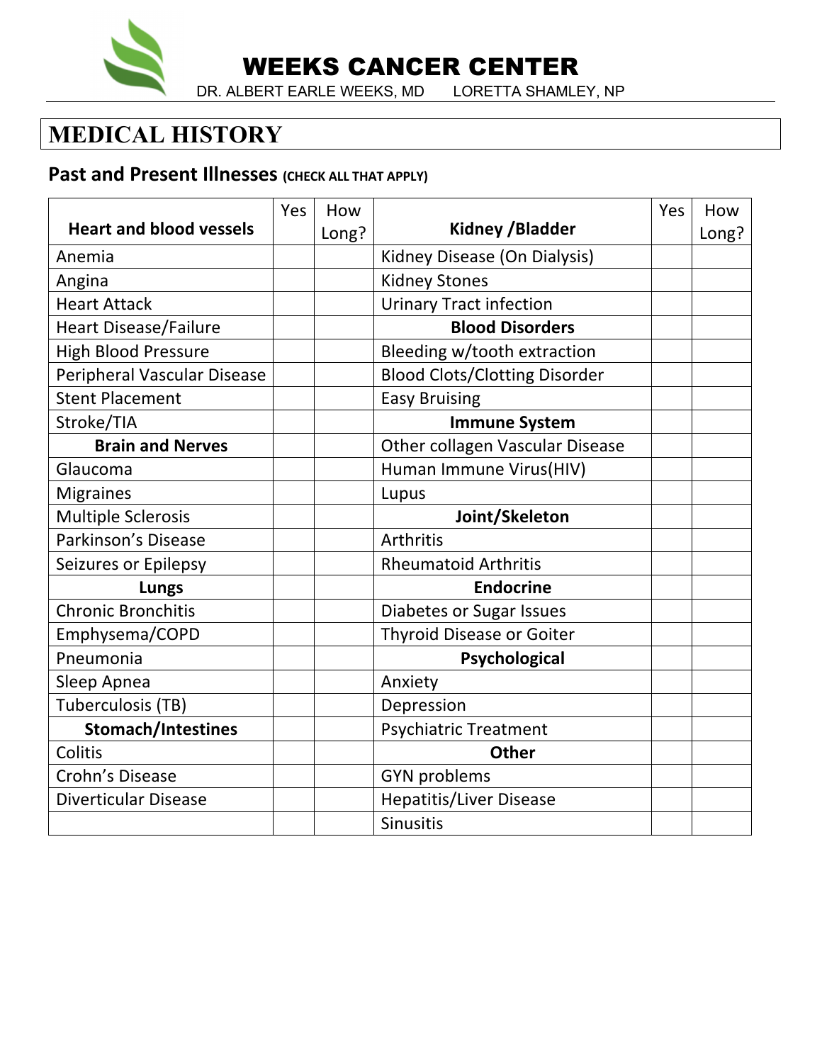# WEEKS CANCER CENTER

DR. ALBERT EARLE WEEKS, MD LORETTA SHAMLEY, NP

# MEDICAL HISTORY

## Past and Present Illnesses (CHECK ALL THAT APPLY)

| Heart and blood vessels | Yes | How Long? | Kidney /Bladder | Yes | How Long? |
|---|---|---|---|---|---|
| Anemia | | | Kidney Disease (On Dialysis) | | |
| Angina | | | Kidney Stones | | |
| Heart Attack | | | Urinary Tract infection | | |
| Heart Disease/Failure | | | **Blood Disorders** | | |
| High Blood Pressure | | | Bleeding w/tooth extraction | | |
| Peripheral Vascular Disease | | | Blood Clots/Clotting Disorder | | |
| Stent Placement | | | Easy Bruising | | |
| Stroke/TIA | | | **Immune System** | | |
| **Brain and Nerves** | | | Other collagen Vascular Disease | | |
| Glaucoma | | | Human Immune Virus(HIV) | | |
| Migraines | | | Lupus | | |
| Multiple Sclerosis | | | **Joint/Skeleton** | | |
| Parkinson's Disease | | | Arthritis | | |
| Seizures or Epilepsy | | | Rheumatoid Arthritis | | |
| **Lungs** | | | **Endocrine** | | |
| Chronic Bronchitis | | | Diabetes or Sugar Issues | | |
| Emphysema/COPD | | | Thyroid Disease or Goiter | | |
| Pneumonia | | | **Psychological** | | |
| Sleep Apnea | | | Anxiety | | |
| Tuberculosis (TB) | | | Depression | | |
| **Stomach/Intestines** | | | Psychiatric Treatment | | |
| Colitis | | | **Other** | | |
| Crohn's Disease | | | GYN problems | | |
| Diverticular Disease | | | Hepatitis/Liver Disease | | |
| | | | Sinusitis | | |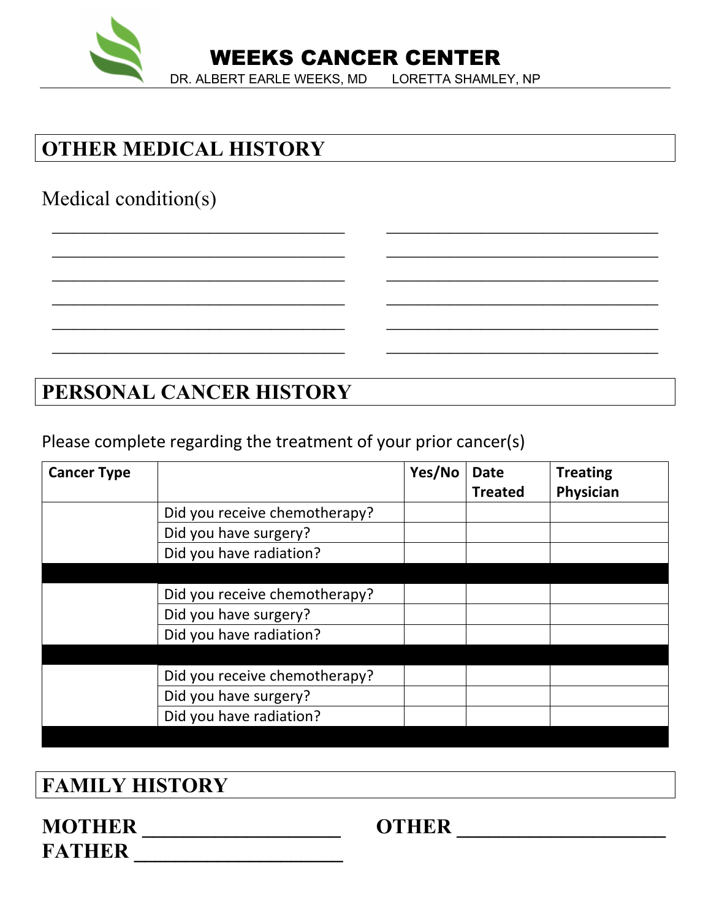# WEEKS CANCER CENTER

DR. ALBERT EARLE WEEKS, MD      LORETTA SHAMLEY, NP

## OTHER MEDICAL HISTORY

Medical condition(s)

_______________________________ _______________________________
_______________________________ _______________________________
_______________________________ _______________________________
_______________________________ _______________________________
_______________________________ _______________________________
_______________________________ _______________________________

## PERSONAL CANCER HISTORY

Please complete regarding the treatment of your prior cancer(s)

| Cancer Type | | Yes/No | Date Treated | Treating Physician |
|---|---|---|---|---|
| | Did you receive chemotherapy? | | | |
| | Did you have surgery? | | | |
| | Did you have radiation? | | | |
| | | | | |
| | Did you receive chemotherapy? | | | |
| | Did you have surgery? | | | |
| | Did you have radiation? | | | |
| | | | | |
| | Did you receive chemotherapy? | | | |
| | Did you have surgery? | | | |
| | Did you have radiation? | | | |
| | | | | |

## FAMILY HISTORY

**MOTHER** ____________________    **OTHER** ____________________

**FATHER** ____________________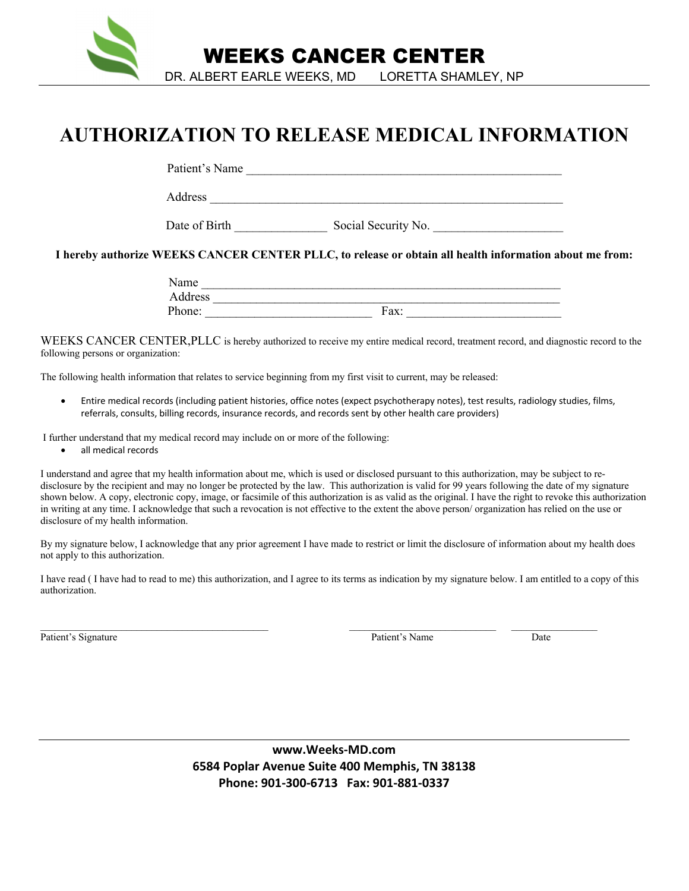# WEEKS CANCER CENTER

DR. ALBERT EARLE WEEKS, MD LORETTA SHAMLEY, NP

## AUTHORIZATION TO RELEASE MEDICAL INFORMATION

Patient's Name ___________________________________________________

Address _________________________________________________________

Date of Birth ______________ Social Security No. ____________________

**I hereby authorize WEEKS CANCER CENTER PLLC, to release or obtain all health information about me from:**

Name ___________________________________________________________

Address _________________________________________________________

Phone: __________________________ Fax: ________________________

WEEKS CANCER CENTER,PLLC is hereby authorized to receive my entire medical record, treatment record, and diagnostic record to the following persons or organization:

The following health information that relates to service beginning from my first visit to current, may be released:

- Entire medical records (including patient histories, office notes (expect psychotherapy notes), test results, radiology studies, films, referrals, consults, billing records, insurance records, and records sent by other health care providers)

I further understand that my medical record may include on or more of the following:

- all medical records

I understand and agree that my health information about me, which is used or disclosed pursuant to this authorization, may be subject to re-disclosure by the recipient and may no longer be protected by the law. This authorization is valid for 99 years following the date of my signature shown below. A copy, electronic copy, image, or facsimile of this authorization is as valid as the original. I have the right to revoke this authorization in writing at any time. I acknowledge that such a revocation is not effective to the extent the above person/ organization has relied on the use or disclosure of my health information.

By my signature below, I acknowledge that any prior agreement I have made to restrict or limit the disclosure of information about my health does not apply to this authorization.

I have read ( I have had to read to me) this authorization, and I agree to its terms as indication by my signature below. I am entitled to a copy of this authorization.

__________________________________________ ____________________________ ________________

Patient's Signature Patient's Name Date

**www.Weeks-MD.com**

**6584 Poplar Avenue Suite 400 Memphis, TN 38138**

**Phone: 901-300-6713 Fax: 901-881-0337**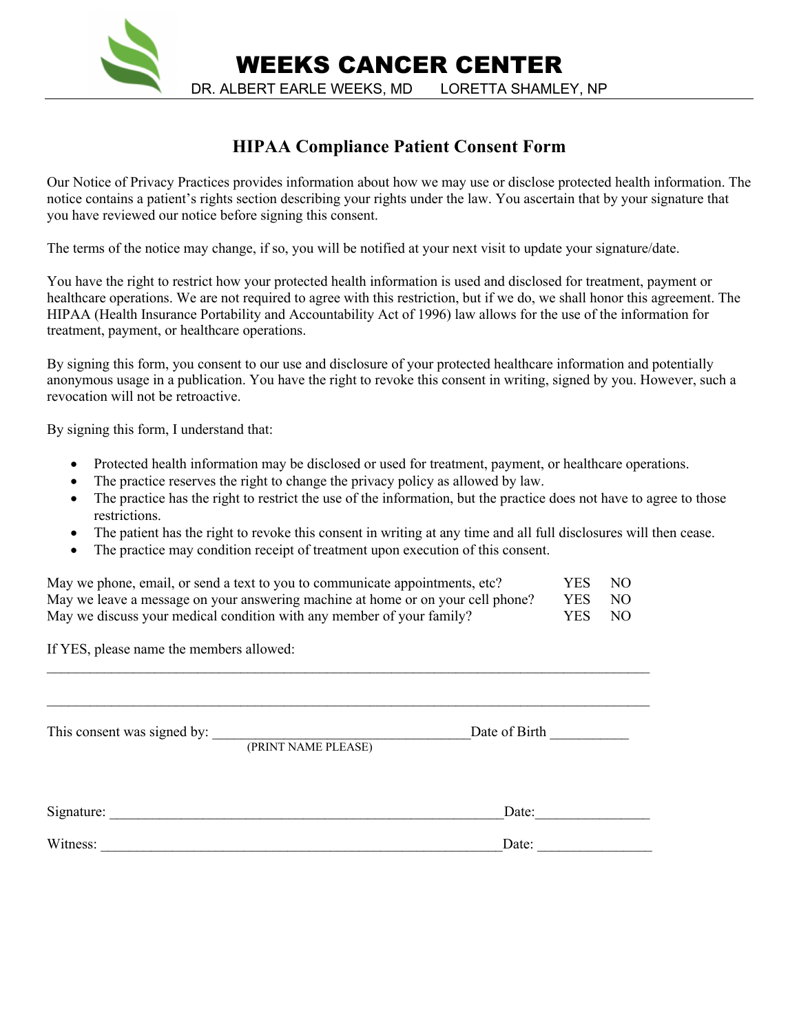# WEEKS CANCER CENTER

DR. ALBERT EARLE WEEKS, MD LORETTA SHAMLEY, NP

## HIPAA Compliance Patient Consent Form

Our Notice of Privacy Practices provides information about how we may use or disclose protected health information. The notice contains a patient's rights section describing your rights under the law. You ascertain that by your signature that you have reviewed our notice before signing this consent.

The terms of the notice may change, if so, you will be notified at your next visit to update your signature/date.

You have the right to restrict how your protected health information is used and disclosed for treatment, payment or healthcare operations. We are not required to agree with this restriction, but if we do, we shall honor this agreement. The HIPAA (Health Insurance Portability and Accountability Act of 1996) law allows for the use of the information for treatment, payment, or healthcare operations.

By signing this form, you consent to our use and disclosure of your protected healthcare information and potentially anonymous usage in a publication. You have the right to revoke this consent in writing, signed by you. However, such a revocation will not be retroactive.

By signing this form, I understand that:

- Protected health information may be disclosed or used for treatment, payment, or healthcare operations.
- The practice reserves the right to change the privacy policy as allowed by law.
- The practice has the right to restrict the use of the information, but the practice does not have to agree to those restrictions.
- The patient has the right to revoke this consent in writing at any time and all full disclosures will then cease.
- The practice may condition receipt of treatment upon execution of this consent.

| | | |
|---|---|---|
| May we phone, email, or send a text to you to communicate appointments, etc? | YES | NO |
| May we leave a message on your answering machine at home or on your cell phone? | YES | NO |
| May we discuss your medical condition with any member of your family? | YES | NO |

If YES, please name the members allowed:

______________________________________________________________________________

______________________________________________________________________________

This consent was signed by: ___________________________________ Date of Birth ___________
(PRINT NAME PLEASE)

Signature: _______________________________________________________ Date: ________________

Witness: _________________________________________________________ Date: ________________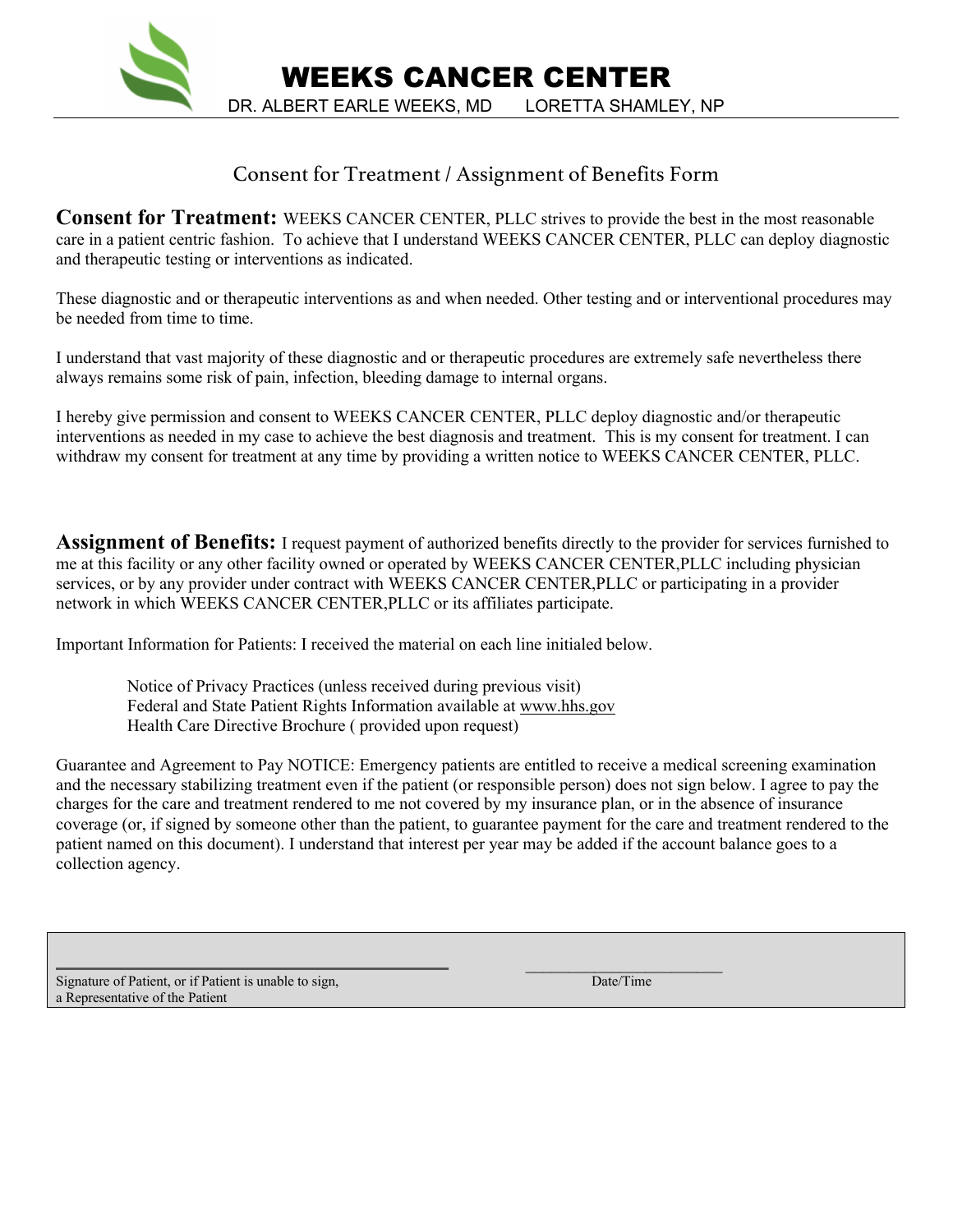# WEEKS CANCER CENTER

DR. ALBERT EARLE WEEKS, MD      LORETTA SHAMLEY, NP

## Consent for Treatment / Assignment of Benefits Form

**Consent for Treatment:** WEEKS CANCER CENTER, PLLC strives to provide the best in the most reasonable care in a patient centric fashion. To achieve that I understand WEEKS CANCER CENTER, PLLC can deploy diagnostic and therapeutic testing or interventions as indicated.

These diagnostic and or therapeutic interventions as and when needed. Other testing and or interventional procedures may be needed from time to time.

I understand that vast majority of these diagnostic and or therapeutic procedures are extremely safe nevertheless there always remains some risk of pain, infection, bleeding damage to internal organs.

I hereby give permission and consent to WEEKS CANCER CENTER, PLLC deploy diagnostic and/or therapeutic interventions as needed in my case to achieve the best diagnosis and treatment. This is my consent for treatment. I can withdraw my consent for treatment at any time by providing a written notice to WEEKS CANCER CENTER, PLLC.

**Assignment of Benefits:** I request payment of authorized benefits directly to the provider for services furnished to me at this facility or any other facility owned or operated by WEEKS CANCER CENTER,PLLC including physician services, or by any provider under contract with WEEKS CANCER CENTER,PLLC or participating in a provider network in which WEEKS CANCER CENTER,PLLC or its affiliates participate.

Important Information for Patients: I received the material on each line initialed below.

Notice of Privacy Practices (unless received during previous visit)
Federal and State Patient Rights Information available at www.hhs.gov
Health Care Directive Brochure ( provided upon request)

Guarantee and Agreement to Pay NOTICE: Emergency patients are entitled to receive a medical screening examination and the necessary stabilizing treatment even if the patient (or responsible person) does not sign below. I agree to pay the charges for the care and treatment rendered to me not covered by my insurance plan, or in the absence of insurance coverage (or, if signed by someone other than the patient, to guarantee payment for the care and treatment rendered to the patient named on this document). I understand that interest per year may be added if the account balance goes to a collection agency.

\_\_\_\_\_\_\_\_\_\_\_\_\_\_\_\_\_\_\_\_\_\_\_\_\_\_\_\_\_\_\_\_\_\_\_\_\_\_\_\_ \_\_\_\_\_\_\_\_\_\_\_\_\_\_\_\_\_\_\_\_\_\_\_\_
Signature of Patient, or if Patient is unable to sign, a Representative of the Patient      Date/Time